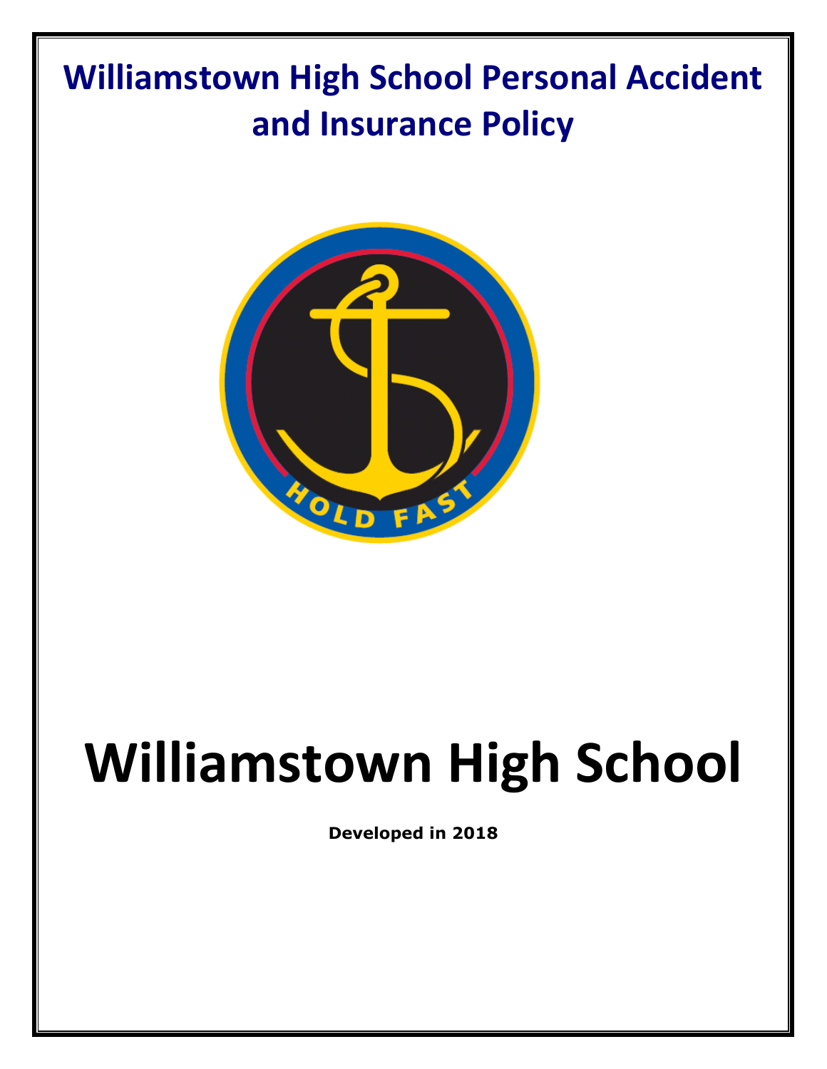# Williamstown High School Personal Accident and Insurance Policy

HOLD FAST

# Williamstown High School

**Developed in 2018**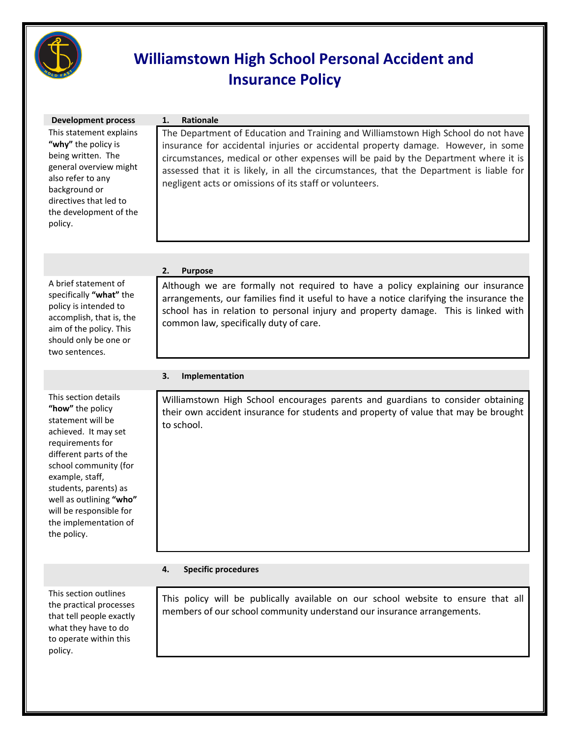# Williamstown High School Personal Accident and Insurance Policy

| Development process | 1. Rationale |
|---|---|
| This statement explains **"why"** the policy is being written. The general overview might also refer to any background or directives that led to the development of the policy. | The Department of Education and Training and Williamstown High School do not have insurance for accidental injuries or accidental property damage. However, in some circumstances, medical or other expenses will be paid by the Department where it is assessed that it is likely, in all the circumstances, that the Department is liable for negligent acts or omissions of its staff or volunteers. |
| | **2. Purpose** |
| A brief statement of specifically **"what"** the policy is intended to accomplish, that is, the aim of the policy. This should only be one or two sentences. | Although we are formally not required to have a policy explaining our insurance arrangements, our families find it useful to have a notice clarifying the insurance the school has in relation to personal injury and property damage. This is linked with common law, specifically duty of care. |
| | **3. Implementation** |
| This section details **"how"** the policy statement will be achieved. It may set requirements for different parts of the school community (for example, staff, students, parents) as well as outlining **"who"** will be responsible for the implementation of the policy. | Williamstown High School encourages parents and guardians to consider obtaining their own accident insurance for students and property of value that may be brought to school. |
| | **4. Specific procedures** |
| This section outlines the practical processes that tell people exactly what they have to do to operate within this policy. | This policy will be publically available on our school website to ensure that all members of our school community understand our insurance arrangements. |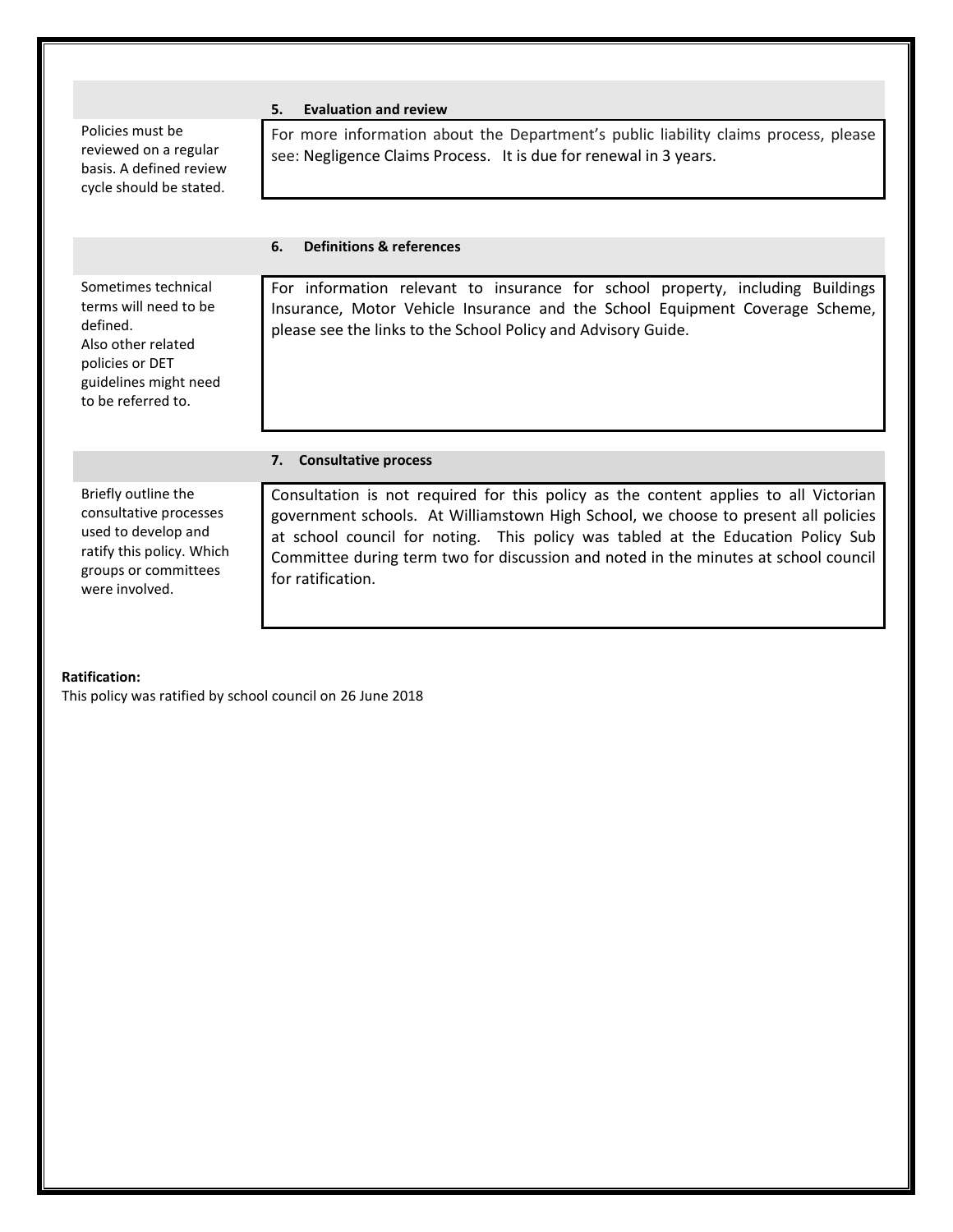| | 5. **Evaluation and review** |
|---|---|
| Policies must be reviewed on a regular basis. A defined review cycle should be stated. | For more information about the Department's public liability claims process, please see: Negligence Claims Process. It is due for renewal in 3 years. |

| | 6. **Definitions & references** |
|---|---|
| Sometimes technical terms will need to be defined. Also other related policies or DET guidelines might need to be referred to. | For information relevant to insurance for school property, including Buildings Insurance, Motor Vehicle Insurance and the School Equipment Coverage Scheme, please see the links to the School Policy and Advisory Guide. |

| | 7. **Consultative process** |
|---|---|
| Briefly outline the consultative processes used to develop and ratify this policy. Which groups or committees were involved. | Consultation is not required for this policy as the content applies to all Victorian government schools. At Williamstown High School, we choose to present all policies at school council for noting. This policy was tabled at the Education Policy Sub Committee during term two for discussion and noted in the minutes at school council for ratification. |

**Ratification:**

This policy was ratified by school council on 26 June 2018